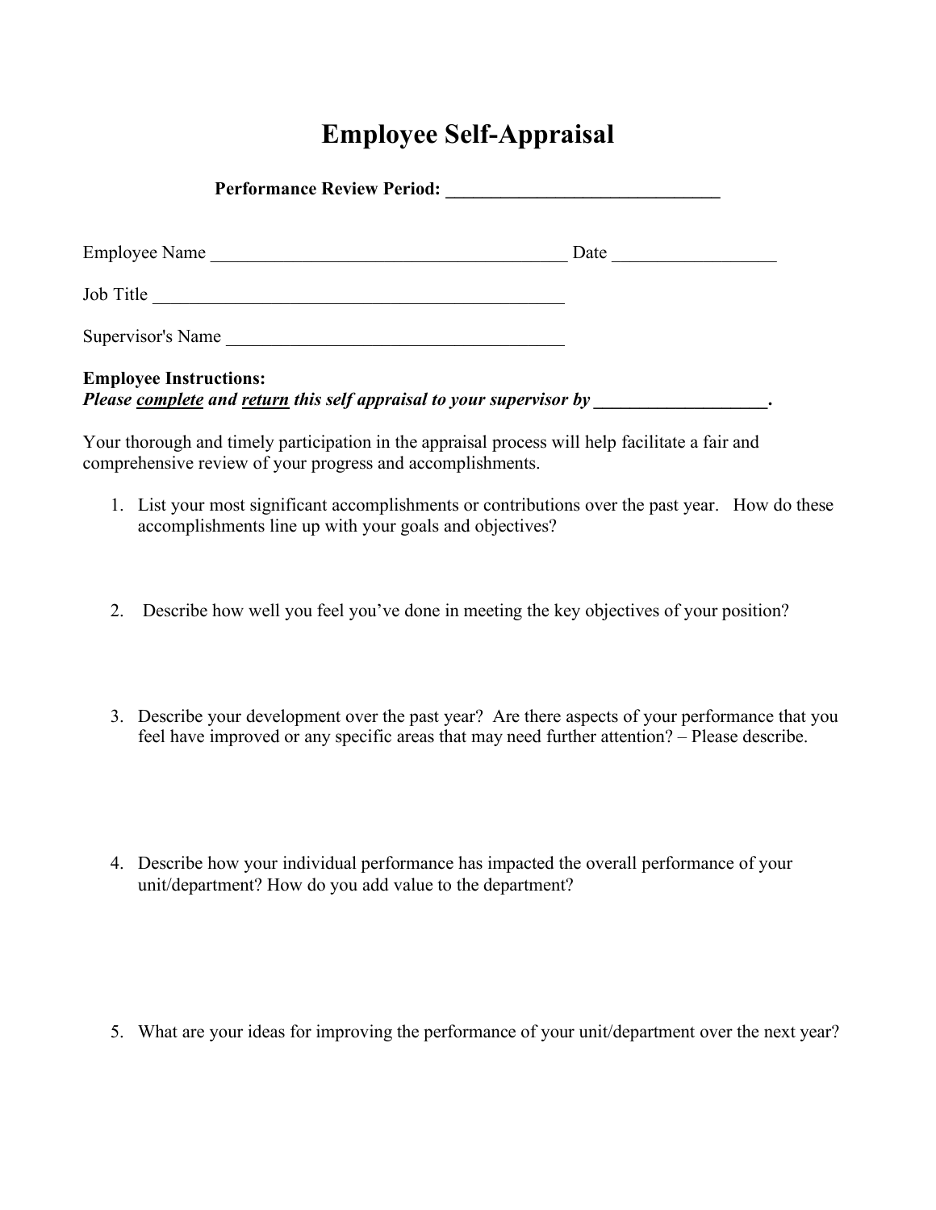# Employee Self-Appraisal

**Performance Review Period: ______________________________**

Employee Name ________________________________________ Date _________________

Job Title ______________________________________________

Supervisor's Name ____________________________________

**Employee Instructions:**
***Please <u>complete</u> and <u>return</u> this self appraisal to your supervisor by ___________________.***

Your thorough and timely participation in the appraisal process will help facilitate a fair and comprehensive review of your progress and accomplishments.

1. List your most significant accomplishments or contributions over the past year. How do these accomplishments line up with your goals and objectives?

2. Describe how well you feel you've done in meeting the key objectives of your position?

3. Describe your development over the past year? Are there aspects of your performance that you feel have improved or any specific areas that may need further attention? – Please describe.

4. Describe how your individual performance has impacted the overall performance of your unit/department? How do you add value to the department?

5. What are your ideas for improving the performance of your unit/department over the next year?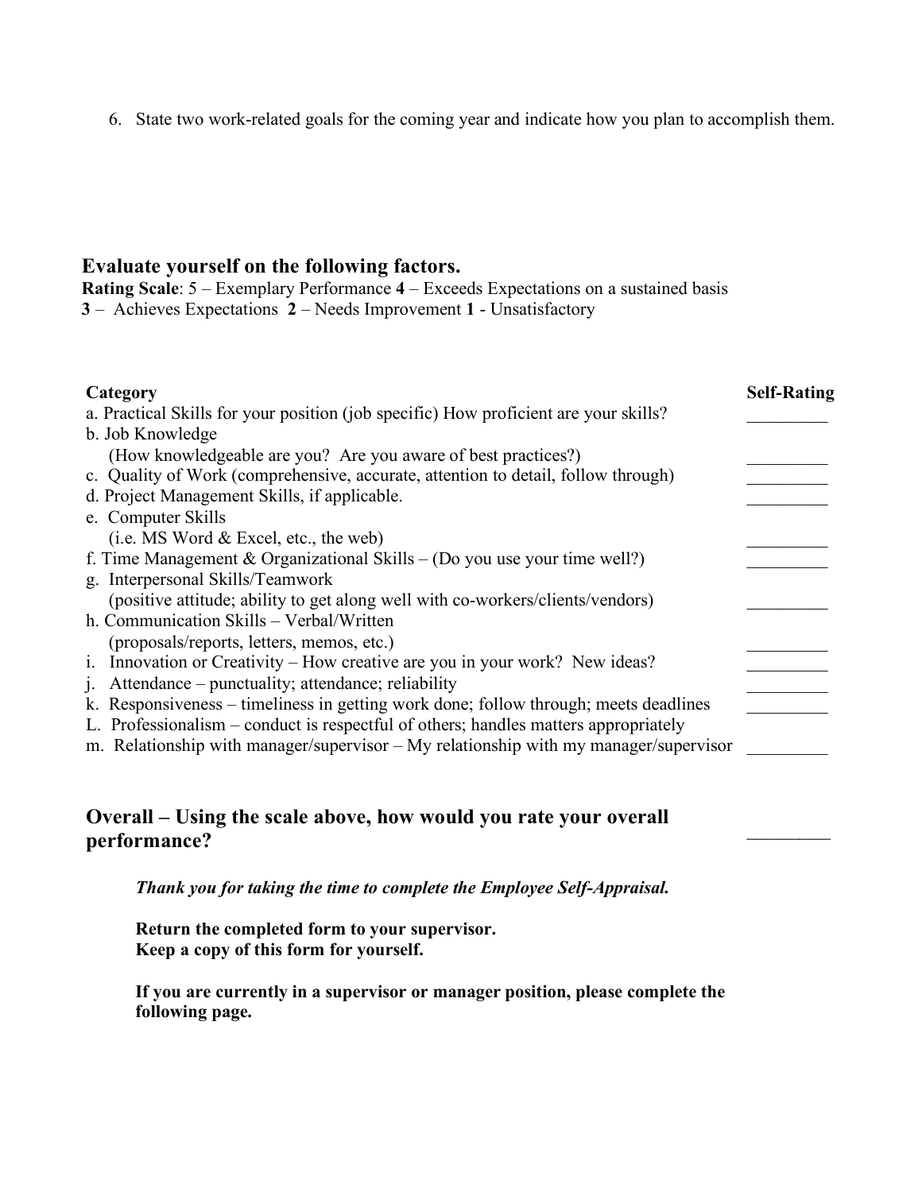6. State two work-related goals for the coming year and indicate how you plan to accomplish them.

## Evaluate yourself on the following factors.

**Rating Scale**: 5 – Exemplary Performance **4** – Exceeds Expectations on a sustained basis
**3** – Achieves Expectations **2** – Needs Improvement **1** - Unsatisfactory

| Category | Self-Rating |
|---|---|
| a. Practical Skills for your position (job specific) How proficient are your skills? | _________ |
| b. Job Knowledge (How knowledgeable are you? Are you aware of best practices?) | _________ |
| c. Quality of Work (comprehensive, accurate, attention to detail, follow through) | _________ |
| d. Project Management Skills, if applicable. | _________ |
| e. Computer Skills (i.e. MS Word & Excel, etc., the web) | _________ |
| f. Time Management & Organizational Skills – (Do you use your time well?) | _________ |
| g. Interpersonal Skills/Teamwork (positive attitude; ability to get along well with co-workers/clients/vendors) | _________ |
| h. Communication Skills – Verbal/Written (proposals/reports, letters, memos, etc.) | _________ |
| i. Innovation or Creativity – How creative are you in your work? New ideas? | _________ |
| j. Attendance – punctuality; attendance; reliability | _________ |
| k. Responsiveness – timeliness in getting work done; follow through; meets deadlines | _________ |
| L. Professionalism – conduct is respectful of others; handles matters appropriately | |
| m. Relationship with manager/supervisor – My relationship with my manager/supervisor | _________ |

## Overall – Using the scale above, how would you rate your overall performance? _________

***Thank you for taking the time to complete the Employee Self-Appraisal.***

**Return the completed form to your supervisor.**
**Keep a copy of this form for yourself.**

**If you are currently in a supervisor or manager position, please complete the following page.**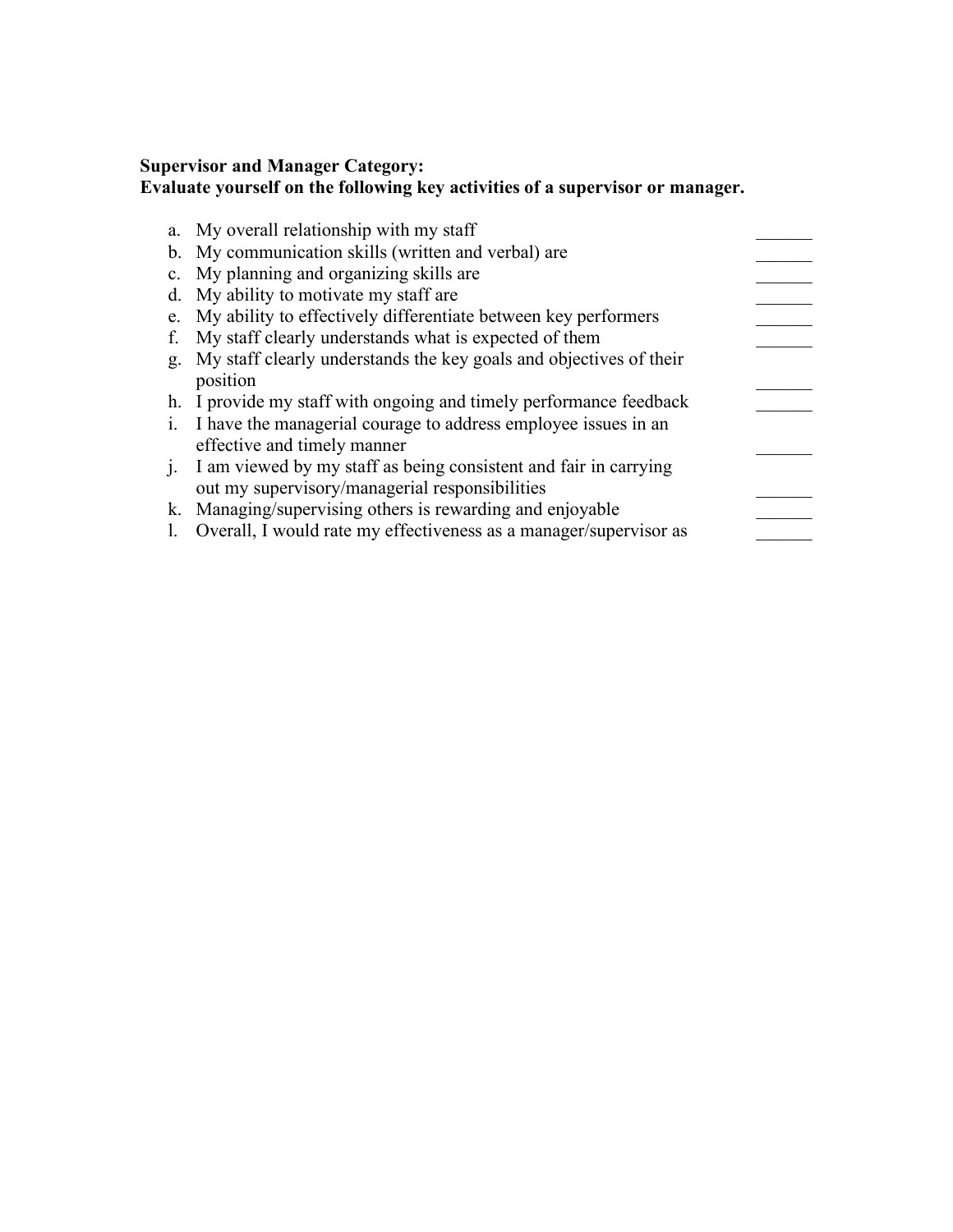**Supervisor and Manager Category:**
**Evaluate yourself on the following key activities of a supervisor or manager.**

a. My overall relationship with my staff ______
b. My communication skills (written and verbal) are ______
c. My planning and organizing skills are ______
d. My ability to motivate my staff are ______
e. My ability to effectively differentiate between key performers ______
f. My staff clearly understands what is expected of them ______
g. My staff clearly understands the key goals and objectives of their position ______
h. I provide my staff with ongoing and timely performance feedback ______
i. I have the managerial courage to address employee issues in an effective and timely manner ______
j. I am viewed by my staff as being consistent and fair in carrying out my supervisory/managerial responsibilities ______
k. Managing/supervising others is rewarding and enjoyable ______
l. Overall, I would rate my effectiveness as a manager/supervisor as ______